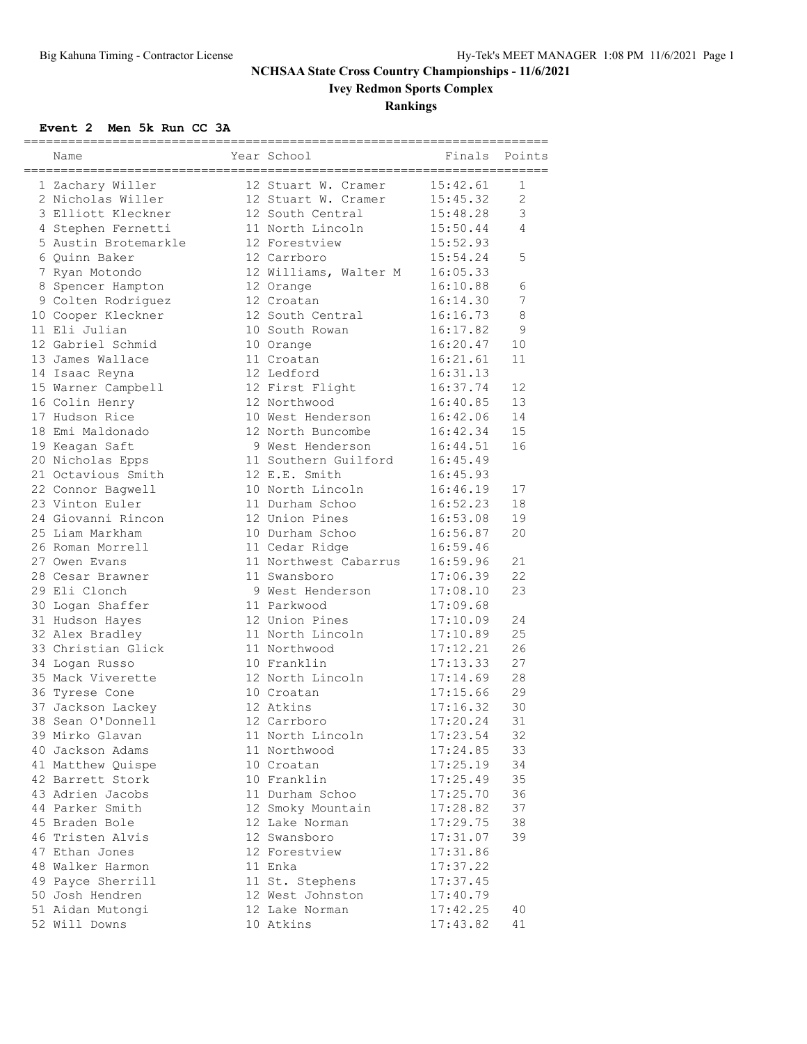# NCHSAA State Cross Country Championships - 11/6/2021

## Ivey Redmon Sports Complex

## Rankings

### Event 2 Men 5k Run CC 3A

| Place | Name | Year | School | Finals | Points |
|---|---|---|---|---|---|
| 1 | Zachary Willer | 12 | Stuart W. Cramer | 15:42.61 | 1 |
| 2 | Nicholas Willer | 12 | Stuart W. Cramer | 15:45.32 | 2 |
| 3 | Elliott Kleckner | 12 | South Central | 15:48.28 | 3 |
| 4 | Stephen Fernetti | 11 | North Lincoln | 15:50.44 | 4 |
| 5 | Austin Brotemarkle | 12 | Forestview | 15:52.93 | |
| 6 | Quinn Baker | 12 | Carrboro | 15:54.24 | 5 |
| 7 | Ryan Motondo | 12 | Williams, Walter M | 16:05.33 | |
| 8 | Spencer Hampton | 12 | Orange | 16:10.88 | 6 |
| 9 | Colten Rodriguez | 12 | Croatan | 16:14.30 | 7 |
| 10 | Cooper Kleckner | 12 | South Central | 16:16.73 | 8 |
| 11 | Eli Julian | 10 | South Rowan | 16:17.82 | 9 |
| 12 | Gabriel Schmid | 10 | Orange | 16:20.47 | 10 |
| 13 | James Wallace | 11 | Croatan | 16:21.61 | 11 |
| 14 | Isaac Reyna | 12 | Ledford | 16:31.13 | |
| 15 | Warner Campbell | 12 | First Flight | 16:37.74 | 12 |
| 16 | Colin Henry | 12 | Northwood | 16:40.85 | 13 |
| 17 | Hudson Rice | 10 | West Henderson | 16:42.06 | 14 |
| 18 | Emi Maldonado | 12 | North Buncombe | 16:42.34 | 15 |
| 19 | Keagan Saft | 9 | West Henderson | 16:44.51 | 16 |
| 20 | Nicholas Epps | 11 | Southern Guilford | 16:45.49 | |
| 21 | Octavious Smith | 12 | E.E. Smith | 16:45.93 | |
| 22 | Connor Bagwell | 10 | North Lincoln | 16:46.19 | 17 |
| 23 | Vinton Euler | 11 | Durham Schoo | 16:52.23 | 18 |
| 24 | Giovanni Rincon | 12 | Union Pines | 16:53.08 | 19 |
| 25 | Liam Markham | 10 | Durham Schoo | 16:56.87 | 20 |
| 26 | Roman Morrell | 11 | Cedar Ridge | 16:59.46 | |
| 27 | Owen Evans | 11 | Northwest Cabarrus | 16:59.96 | 21 |
| 28 | Cesar Brawner | 11 | Swansboro | 17:06.39 | 22 |
| 29 | Eli Clonch | 9 | West Henderson | 17:08.10 | 23 |
| 30 | Logan Shaffer | 11 | Parkwood | 17:09.68 | |
| 31 | Hudson Hayes | 12 | Union Pines | 17:10.09 | 24 |
| 32 | Alex Bradley | 11 | North Lincoln | 17:10.89 | 25 |
| 33 | Christian Glick | 11 | Northwood | 17:12.21 | 26 |
| 34 | Logan Russo | 10 | Franklin | 17:13.33 | 27 |
| 35 | Mack Viverette | 12 | North Lincoln | 17:14.69 | 28 |
| 36 | Tyrese Cone | 10 | Croatan | 17:15.66 | 29 |
| 37 | Jackson Lackey | 12 | Atkins | 17:16.32 | 30 |
| 38 | Sean O'Donnell | 12 | Carrboro | 17:20.24 | 31 |
| 39 | Mirko Glavan | 11 | North Lincoln | 17:23.54 | 32 |
| 40 | Jackson Adams | 11 | Northwood | 17:24.85 | 33 |
| 41 | Matthew Quispe | 10 | Croatan | 17:25.19 | 34 |
| 42 | Barrett Stork | 10 | Franklin | 17:25.49 | 35 |
| 43 | Adrien Jacobs | 11 | Durham Schoo | 17:25.70 | 36 |
| 44 | Parker Smith | 12 | Smoky Mountain | 17:28.82 | 37 |
| 45 | Braden Bole | 12 | Lake Norman | 17:29.75 | 38 |
| 46 | Tristen Alvis | 12 | Swansboro | 17:31.07 | 39 |
| 47 | Ethan Jones | 12 | Forestview | 17:31.86 | |
| 48 | Walker Harmon | 11 | Enka | 17:37.22 | |
| 49 | Payce Sherrill | 11 | St. Stephens | 17:37.45 | |
| 50 | Josh Hendren | 12 | West Johnston | 17:40.79 | |
| 51 | Aidan Mutongi | 12 | Lake Norman | 17:42.25 | 40 |
| 52 | Will Downs | 10 | Atkins | 17:43.82 | 41 |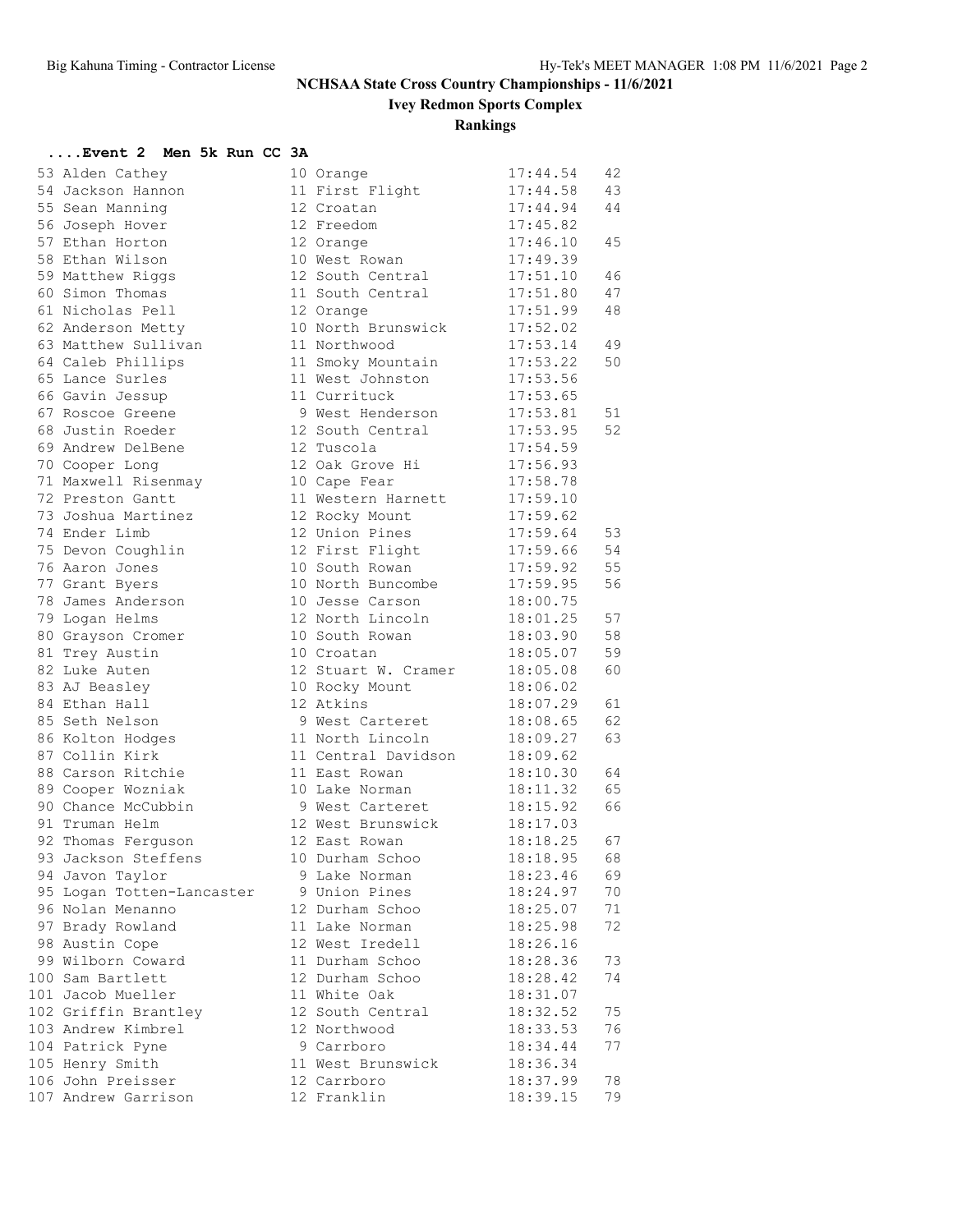# NCHSAA State Cross Country Championships - 11/6/2021

## Ivey Redmon Sports Complex

### Rankings

#### ....Event 2 Men 5k Run CC 3A

| Place | Name | Yr | School | Time | Points |
|---|---|---|---|---|---|
| 53 | Alden Cathey | 10 | Orange | 17:44.54 | 42 |
| 54 | Jackson Hannon | 11 | First Flight | 17:44.58 | 43 |
| 55 | Sean Manning | 12 | Croatan | 17:44.94 | 44 |
| 56 | Joseph Hover | 12 | Freedom | 17:45.82 | |
| 57 | Ethan Horton | 12 | Orange | 17:46.10 | 45 |
| 58 | Ethan Wilson | 10 | West Rowan | 17:49.39 | |
| 59 | Matthew Riggs | 12 | South Central | 17:51.10 | 46 |
| 60 | Simon Thomas | 11 | South Central | 17:51.80 | 47 |
| 61 | Nicholas Pell | 12 | Orange | 17:51.99 | 48 |
| 62 | Anderson Metty | 10 | North Brunswick | 17:52.02 | |
| 63 | Matthew Sullivan | 11 | Northwood | 17:53.14 | 49 |
| 64 | Caleb Phillips | 11 | Smoky Mountain | 17:53.22 | 50 |
| 65 | Lance Surles | 11 | West Johnston | 17:53.56 | |
| 66 | Gavin Jessup | 11 | Currituck | 17:53.65 | |
| 67 | Roscoe Greene | 9 | West Henderson | 17:53.81 | 51 |
| 68 | Justin Roeder | 12 | South Central | 17:53.95 | 52 |
| 69 | Andrew DelBene | 12 | Tuscola | 17:54.59 | |
| 70 | Cooper Long | 12 | Oak Grove Hi | 17:56.93 | |
| 71 | Maxwell Risenmay | 10 | Cape Fear | 17:58.78 | |
| 72 | Preston Gantt | 11 | Western Harnett | 17:59.10 | |
| 73 | Joshua Martinez | 12 | Rocky Mount | 17:59.62 | |
| 74 | Ender Limb | 12 | Union Pines | 17:59.64 | 53 |
| 75 | Devon Coughlin | 12 | First Flight | 17:59.66 | 54 |
| 76 | Aaron Jones | 10 | South Rowan | 17:59.92 | 55 |
| 77 | Grant Byers | 10 | North Buncombe | 17:59.95 | 56 |
| 78 | James Anderson | 10 | Jesse Carson | 18:00.75 | |
| 79 | Logan Helms | 12 | North Lincoln | 18:01.25 | 57 |
| 80 | Grayson Cromer | 10 | South Rowan | 18:03.90 | 58 |
| 81 | Trey Austin | 10 | Croatan | 18:05.07 | 59 |
| 82 | Luke Auten | 12 | Stuart W. Cramer | 18:05.08 | 60 |
| 83 | AJ Beasley | 10 | Rocky Mount | 18:06.02 | |
| 84 | Ethan Hall | 12 | Atkins | 18:07.29 | 61 |
| 85 | Seth Nelson | 9 | West Carteret | 18:08.65 | 62 |
| 86 | Kolton Hodges | 11 | North Lincoln | 18:09.27 | 63 |
| 87 | Collin Kirk | 11 | Central Davidson | 18:09.62 | |
| 88 | Carson Ritchie | 11 | East Rowan | 18:10.30 | 64 |
| 89 | Cooper Wozniak | 10 | Lake Norman | 18:11.32 | 65 |
| 90 | Chance McCubbin | 9 | West Carteret | 18:15.92 | 66 |
| 91 | Truman Helm | 12 | West Brunswick | 18:17.03 | |
| 92 | Thomas Ferguson | 12 | East Rowan | 18:18.25 | 67 |
| 93 | Jackson Steffens | 10 | Durham Schoo | 18:18.95 | 68 |
| 94 | Javon Taylor | 9 | Lake Norman | 18:23.46 | 69 |
| 95 | Logan Totten-Lancaster | 9 | Union Pines | 18:24.97 | 70 |
| 96 | Nolan Menanno | 12 | Durham Schoo | 18:25.07 | 71 |
| 97 | Brady Rowland | 11 | Lake Norman | 18:25.98 | 72 |
| 98 | Austin Cope | 12 | West Iredell | 18:26.16 | |
| 99 | Wilborn Coward | 11 | Durham Schoo | 18:28.36 | 73 |
| 100 | Sam Bartlett | 12 | Durham Schoo | 18:28.42 | 74 |
| 101 | Jacob Mueller | 11 | White Oak | 18:31.07 | |
| 102 | Griffin Brantley | 12 | South Central | 18:32.52 | 75 |
| 103 | Andrew Kimbrel | 12 | Northwood | 18:33.53 | 76 |
| 104 | Patrick Pyne | 9 | Carrboro | 18:34.44 | 77 |
| 105 | Henry Smith | 11 | West Brunswick | 18:36.34 | |
| 106 | John Preisser | 12 | Carrboro | 18:37.99 | 78 |
| 107 | Andrew Garrison | 12 | Franklin | 18:39.15 | 79 |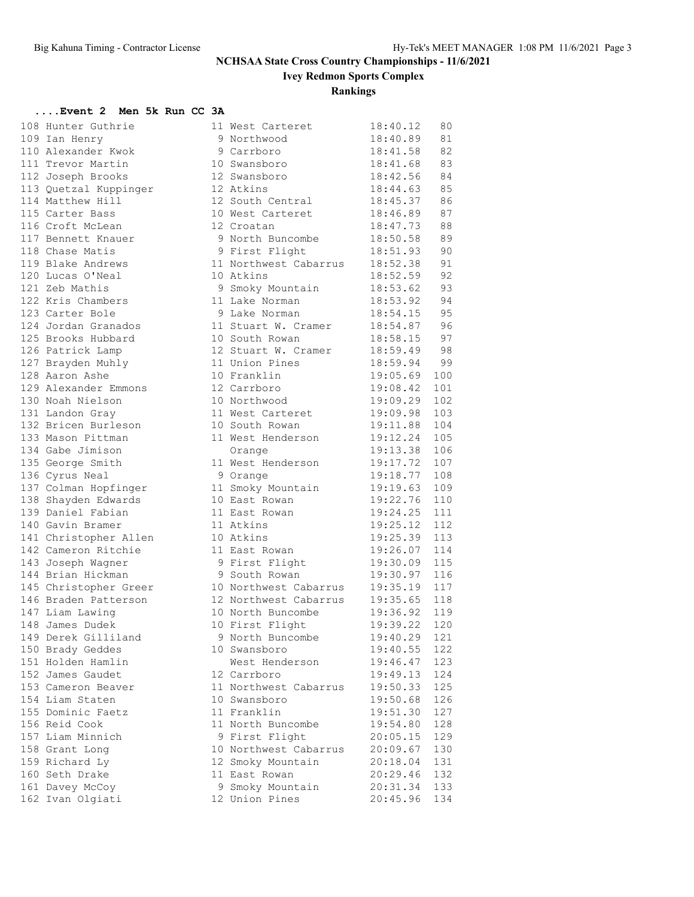# NCHSAA State Cross Country Championships - 11/6/2021

## Ivey Redmon Sports Complex

## Rankings

### ....Event 2 Men 5k Run CC 3A

| Place | Name | Yr | School | Time | Points |
|---|---|---|---|---|---|
| 108 | Hunter Guthrie | 11 | West Carteret | 18:40.12 | 80 |
| 109 | Ian Henry | 9 | Northwood | 18:40.89 | 81 |
| 110 | Alexander Kwok | 9 | Carrboro | 18:41.58 | 82 |
| 111 | Trevor Martin | 10 | Swansboro | 18:41.68 | 83 |
| 112 | Joseph Brooks | 12 | Swansboro | 18:42.56 | 84 |
| 113 | Quetzal Kuppinger | 12 | Atkins | 18:44.63 | 85 |
| 114 | Matthew Hill | 12 | South Central | 18:45.37 | 86 |
| 115 | Carter Bass | 10 | West Carteret | 18:46.89 | 87 |
| 116 | Croft McLean | 12 | Croatan | 18:47.73 | 88 |
| 117 | Bennett Knauer | 9 | North Buncombe | 18:50.58 | 89 |
| 118 | Chase Matis | 9 | First Flight | 18:51.93 | 90 |
| 119 | Blake Andrews | 11 | Northwest Cabarrus | 18:52.38 | 91 |
| 120 | Lucas O'Neal | 10 | Atkins | 18:52.59 | 92 |
| 121 | Zeb Mathis | 9 | Smoky Mountain | 18:53.62 | 93 |
| 122 | Kris Chambers | 11 | Lake Norman | 18:53.92 | 94 |
| 123 | Carter Bole | 9 | Lake Norman | 18:54.15 | 95 |
| 124 | Jordan Granados | 11 | Stuart W. Cramer | 18:54.87 | 96 |
| 125 | Brooks Hubbard | 10 | South Rowan | 18:58.15 | 97 |
| 126 | Patrick Lamp | 12 | Stuart W. Cramer | 18:59.49 | 98 |
| 127 | Brayden Muhly | 11 | Union Pines | 18:59.94 | 99 |
| 128 | Aaron Ashe | 10 | Franklin | 19:05.69 | 100 |
| 129 | Alexander Emmons | 12 | Carrboro | 19:08.42 | 101 |
| 130 | Noah Nielson | 10 | Northwood | 19:09.29 | 102 |
| 131 | Landon Gray | 11 | West Carteret | 19:09.98 | 103 |
| 132 | Bricen Burleson | 10 | South Rowan | 19:11.88 | 104 |
| 133 | Mason Pittman | 11 | West Henderson | 19:12.24 | 105 |
| 134 | Gabe Jimison | | Orange | 19:13.38 | 106 |
| 135 | George Smith | 11 | West Henderson | 19:17.72 | 107 |
| 136 | Cyrus Neal | 9 | Orange | 19:18.77 | 108 |
| 137 | Colman Hopfinger | 11 | Smoky Mountain | 19:19.63 | 109 |
| 138 | Shayden Edwards | 10 | East Rowan | 19:22.76 | 110 |
| 139 | Daniel Fabian | 11 | East Rowan | 19:24.25 | 111 |
| 140 | Gavin Bramer | 11 | Atkins | 19:25.12 | 112 |
| 141 | Christopher Allen | 10 | Atkins | 19:25.39 | 113 |
| 142 | Cameron Ritchie | 11 | East Rowan | 19:26.07 | 114 |
| 143 | Joseph Wagner | 9 | First Flight | 19:30.09 | 115 |
| 144 | Brian Hickman | 9 | South Rowan | 19:30.97 | 116 |
| 145 | Christopher Greer | 10 | Northwest Cabarrus | 19:35.19 | 117 |
| 146 | Braden Patterson | 12 | Northwest Cabarrus | 19:35.65 | 118 |
| 147 | Liam Lawing | 10 | North Buncombe | 19:36.92 | 119 |
| 148 | James Dudek | 10 | First Flight | 19:39.22 | 120 |
| 149 | Derek Gilliland | 9 | North Buncombe | 19:40.29 | 121 |
| 150 | Brady Geddes | 10 | Swansboro | 19:40.55 | 122 |
| 151 | Holden Hamlin | | West Henderson | 19:46.47 | 123 |
| 152 | James Gaudet | 12 | Carrboro | 19:49.13 | 124 |
| 153 | Cameron Beaver | 11 | Northwest Cabarrus | 19:50.33 | 125 |
| 154 | Liam Staten | 10 | Swansboro | 19:50.68 | 126 |
| 155 | Dominic Faetz | 11 | Franklin | 19:51.30 | 127 |
| 156 | Reid Cook | 11 | North Buncombe | 19:54.80 | 128 |
| 157 | Liam Minnich | 9 | First Flight | 20:05.15 | 129 |
| 158 | Grant Long | 10 | Northwest Cabarrus | 20:09.67 | 130 |
| 159 | Richard Ly | 12 | Smoky Mountain | 20:18.04 | 131 |
| 160 | Seth Drake | 11 | East Rowan | 20:29.46 | 132 |
| 161 | Davey McCoy | 9 | Smoky Mountain | 20:31.34 | 133 |
| 162 | Ivan Olgiati | 12 | Union Pines | 20:45.96 | 134 |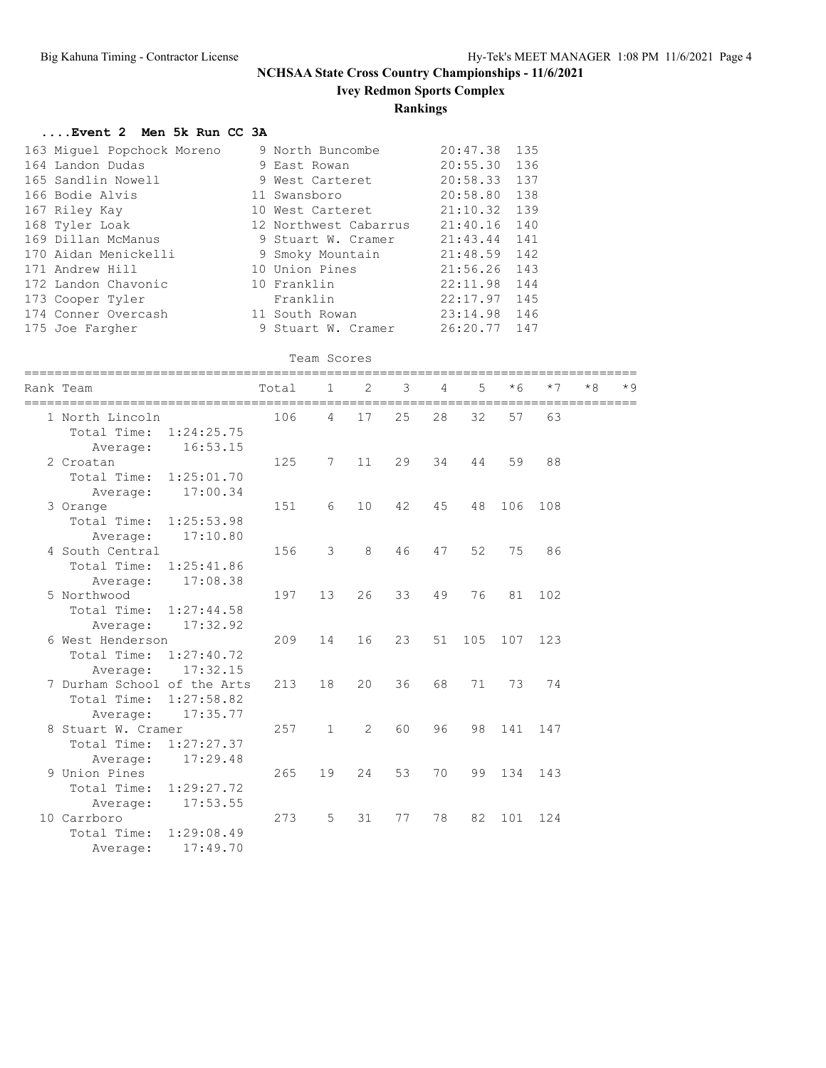# NCHSAA State Cross Country Championships - 11/6/2021

## Ivey Redmon Sports Complex

### Rankings

#### ....Event 2 Men 5k Run CC 3A

| Place | Name | Year | School | Time | Points |
|---|---|---|---|---|---|
| 163 | Miguel Popchock Moreno | 9 | North Buncombe | 20:47.38 | 135 |
| 164 | Landon Dudas | 9 | East Rowan | 20:55.30 | 136 |
| 165 | Sandlin Nowell | 9 | West Carteret | 20:58.33 | 137 |
| 166 | Bodie Alvis | 11 | Swansboro | 20:58.80 | 138 |
| 167 | Riley Kay | 10 | West Carteret | 21:10.32 | 139 |
| 168 | Tyler Loak | 12 | Northwest Cabarrus | 21:40.16 | 140 |
| 169 | Dillan McManus | 9 | Stuart W. Cramer | 21:43.44 | 141 |
| 170 | Aidan Menickelli | 9 | Smoky Mountain | 21:48.59 | 142 |
| 171 | Andrew Hill | 10 | Union Pines | 21:56.26 | 143 |
| 172 | Landon Chavonic | 10 | Franklin | 22:11.98 | 144 |
| 173 | Cooper Tyler | | Franklin | 22:17.97 | 145 |
| 174 | Conner Overcash | 11 | South Rowan | 23:14.98 | 146 |
| 175 | Joe Fargher | 9 | Stuart W. Cramer | 26:20.77 | 147 |

Team Scores

| Rank | Team | Total | 1 | 2 | 3 | 4 | 5 | *6 | *7 | *8 | *9 |
|---|---|---|---|---|---|---|---|---|---|---|---|
| 1 | North Lincoln | 106 | 4 | 17 | 25 | 28 | 32 | 57 | 63 | | |
| | Total Time: 1:24:25.75 | | | | | | | | | | |
| | Average: 16:53.15 | | | | | | | | | | |
| 2 | Croatan | 125 | 7 | 11 | 29 | 34 | 44 | 59 | 88 | | |
| | Total Time: 1:25:01.70 | | | | | | | | | | |
| | Average: 17:00.34 | | | | | | | | | | |
| 3 | Orange | 151 | 6 | 10 | 42 | 45 | 48 | 106 | 108 | | |
| | Total Time: 1:25:53.98 | | | | | | | | | | |
| | Average: 17:10.80 | | | | | | | | | | |
| 4 | South Central | 156 | 3 | 8 | 46 | 47 | 52 | 75 | 86 | | |
| | Total Time: 1:25:41.86 | | | | | | | | | | |
| | Average: 17:08.38 | | | | | | | | | | |
| 5 | Northwood | 197 | 13 | 26 | 33 | 49 | 76 | 81 | 102 | | |
| | Total Time: 1:27:44.58 | | | | | | | | | | |
| | Average: 17:32.92 | | | | | | | | | | |
| 6 | West Henderson | 209 | 14 | 16 | 23 | 51 | 105 | 107 | 123 | | |
| | Total Time: 1:27:40.72 | | | | | | | | | | |
| | Average: 17:32.15 | | | | | | | | | | |
| 7 | Durham School of the Arts | 213 | 18 | 20 | 36 | 68 | 71 | 73 | 74 | | |
| | Total Time: 1:27:58.82 | | | | | | | | | | |
| | Average: 17:35.77 | | | | | | | | | | |
| 8 | Stuart W. Cramer | 257 | 1 | 2 | 60 | 96 | 98 | 141 | 147 | | |
| | Total Time: 1:27:27.37 | | | | | | | | | | |
| | Average: 17:29.48 | | | | | | | | | | |
| 9 | Union Pines | 265 | 19 | 24 | 53 | 70 | 99 | 134 | 143 | | |
| | Total Time: 1:29:27.72 | | | | | | | | | | |
| | Average: 17:53.55 | | | | | | | | | | |
| 10 | Carrboro | 273 | 5 | 31 | 77 | 78 | 82 | 101 | 124 | | |
| | Total Time: 1:29:08.49 | | | | | | | | | | |
| | Average: 17:49.70 | | | | | | | | | | |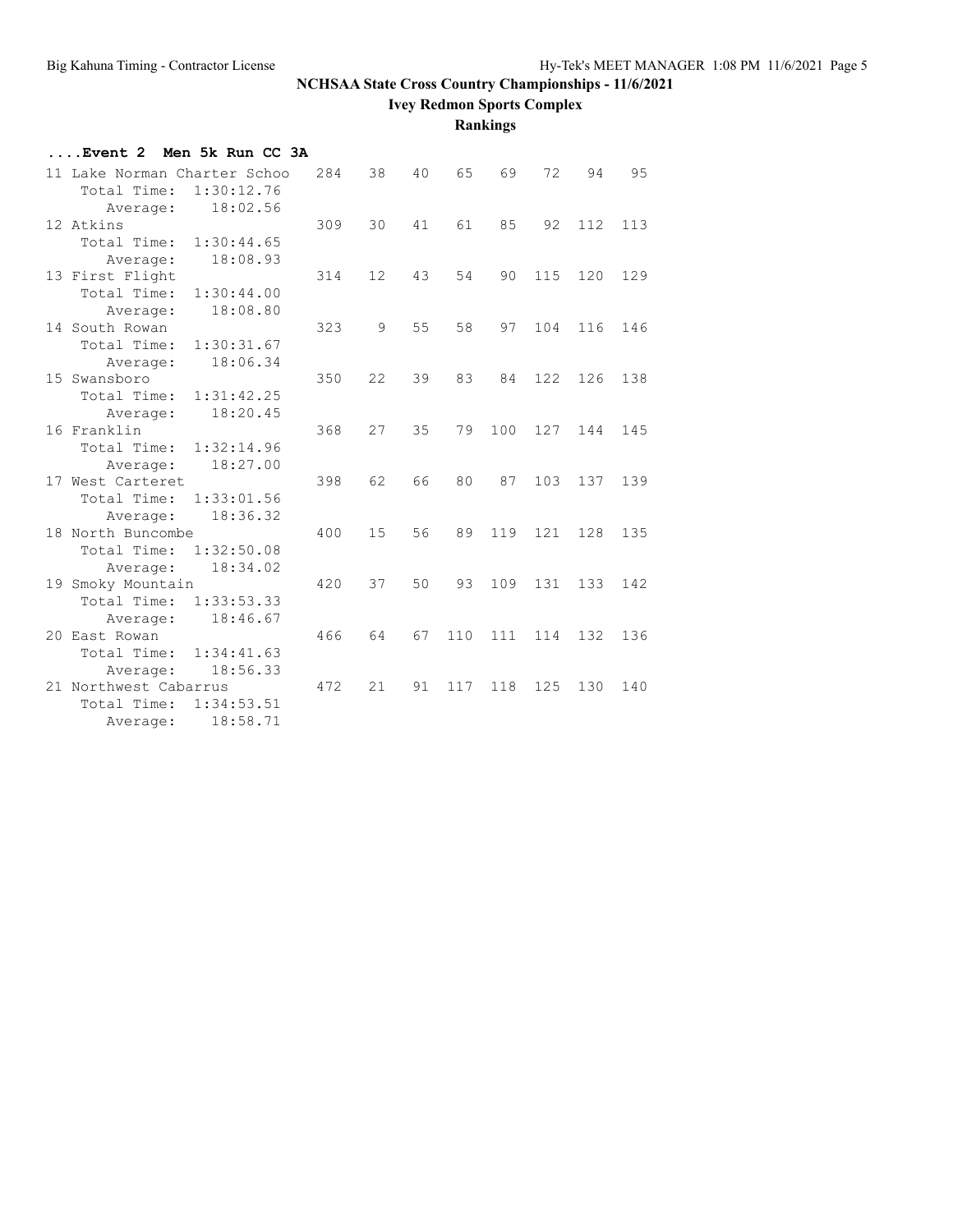# NCHSAA State Cross Country Championships - 11/6/2021

## Ivey Redmon Sports Complex

### Rankings

**....Event 2 Men 5k Run CC 3A**

| | | | | | | | | |
|---|---|---|---|---|---|---|---|---|
| 11 Lake Norman Charter Schoo | 284 | 38 | 40 | 65 | 69 | 72 | 94 | 95 |
| Total Time: 1:30:12.76 | | | | | | | | |
| Average: 18:02.56 | | | | | | | | |
| 12 Atkins | 309 | 30 | 41 | 61 | 85 | 92 | 112 | 113 |
| Total Time: 1:30:44.65 | | | | | | | | |
| Average: 18:08.93 | | | | | | | | |
| 13 First Flight | 314 | 12 | 43 | 54 | 90 | 115 | 120 | 129 |
| Total Time: 1:30:44.00 | | | | | | | | |
| Average: 18:08.80 | | | | | | | | |
| 14 South Rowan | 323 | 9 | 55 | 58 | 97 | 104 | 116 | 146 |
| Total Time: 1:30:31.67 | | | | | | | | |
| Average: 18:06.34 | | | | | | | | |
| 15 Swansboro | 350 | 22 | 39 | 83 | 84 | 122 | 126 | 138 |
| Total Time: 1:31:42.25 | | | | | | | | |
| Average: 18:20.45 | | | | | | | | |
| 16 Franklin | 368 | 27 | 35 | 79 | 100 | 127 | 144 | 145 |
| Total Time: 1:32:14.96 | | | | | | | | |
| Average: 18:27.00 | | | | | | | | |
| 17 West Carteret | 398 | 62 | 66 | 80 | 87 | 103 | 137 | 139 |
| Total Time: 1:33:01.56 | | | | | | | | |
| Average: 18:36.32 | | | | | | | | |
| 18 North Buncombe | 400 | 15 | 56 | 89 | 119 | 121 | 128 | 135 |
| Total Time: 1:32:50.08 | | | | | | | | |
| Average: 18:34.02 | | | | | | | | |
| 19 Smoky Mountain | 420 | 37 | 50 | 93 | 109 | 131 | 133 | 142 |
| Total Time: 1:33:53.33 | | | | | | | | |
| Average: 18:46.67 | | | | | | | | |
| 20 East Rowan | 466 | 64 | 67 | 110 | 111 | 114 | 132 | 136 |
| Total Time: 1:34:41.63 | | | | | | | | |
| Average: 18:56.33 | | | | | | | | |
| 21 Northwest Cabarrus | 472 | 21 | 91 | 117 | 118 | 125 | 130 | 140 |
| Total Time: 1:34:53.51 | | | | | | | | |
| Average: 18:58.71 | | | | | | | | |